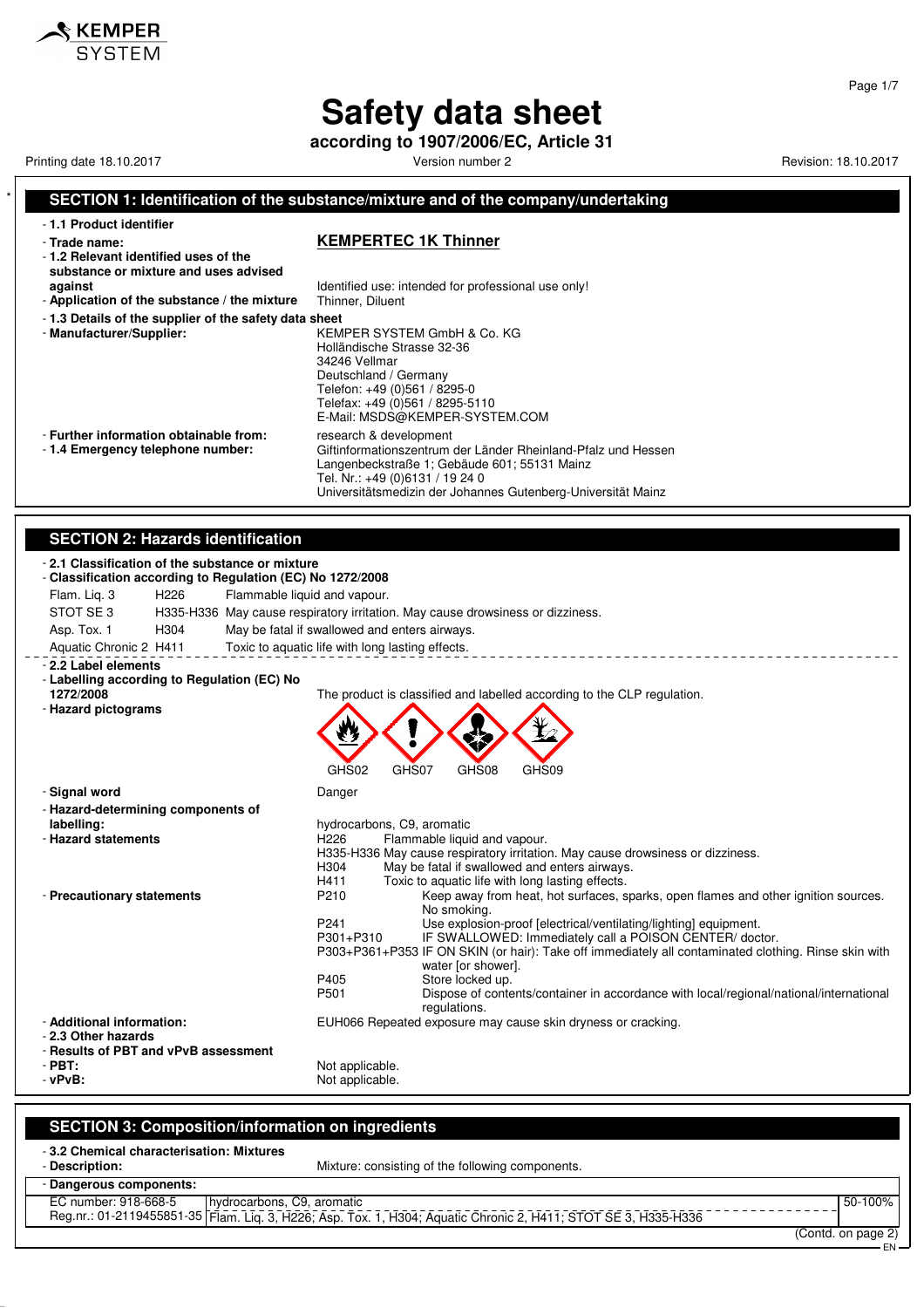# Safety data sheet

**according to 1907/2006/EC, Article 31**

Printing date 18.10.2017 | Version number 2 | Revision: 18.10.2017

## SECTION 1: Identification of the substance/mixture and of the company/undertaking

- **1.1 Product identifier**
- **Trade name:** **KEMPERTEC 1K Thinner**
- **1.2 Relevant identified uses of the substance or mixture and uses advised against** Identified use: intended for professional use only!
- **Application of the substance / the mixture** Thinner, Diluent
- **1.3 Details of the supplier of the safety data sheet**
- **Manufacturer/Supplier:**
  KEMPER SYSTEM GmbH & Co. KG
  Holländische Strasse 32-36
  34246 Vellmar
  Deutschland / Germany
  Telefon: +49 (0)561 / 8295-0
  Telefax: +49 (0)561 / 8295-5110
  E-Mail: MSDS@KEMPER-SYSTEM.COM
- **Further information obtainable from:** research & development
- **1.4 Emergency telephone number:**
  Giftinformationszentrum der Länder Rheinland-Pfalz und Hessen
  Langenbeckstraße 1; Gebäude 601; 55131 Mainz
  Tel. Nr.: +49 (0)6131 / 19 24 0
  Universitätsmedizin der Johannes Gutenberg-Universität Mainz

## SECTION 2: Hazards identification

- **2.1 Classification of the substance or mixture**
- **Classification according to Regulation (EC) No 1272/2008**

| | | |
|---|---|---|
| Flam. Liq. 3 | H226 | Flammable liquid and vapour. |
| STOT SE 3 | H335-H336 | May cause respiratory irritation. May cause drowsiness or dizziness. |
| Asp. Tox. 1 | H304 | May be fatal if swallowed and enters airways. |
| Aquatic Chronic 2 | H411 | Toxic to aquatic life with long lasting effects. |

- **2.2 Label elements**
- **Labelling according to Regulation (EC) No 1272/2008** The product is classified and labelled according to the CLP regulation.
- **Hazard pictograms**
  GHS02 GHS07 GHS08 GHS09
- **Signal word** Danger
- **Hazard-determining components of labelling:** hydrocarbons, C9, aromatic
- **Hazard statements**
  - H226 Flammable liquid and vapour.
  - H335-H336 May cause respiratory irritation. May cause drowsiness or dizziness.
  - H304 May be fatal if swallowed and enters airways.
  - H411 Toxic to aquatic life with long lasting effects.
- **Precautionary statements**
  - P210 Keep away from heat, hot surfaces, sparks, open flames and other ignition sources. No smoking.
  - P241 Use explosion-proof [electrical/ventilating/lighting] equipment.
  - P301+P310 IF SWALLOWED: Immediately call a POISON CENTER/ doctor.
  - P303+P361+P353 IF ON SKIN (or hair): Take off immediately all contaminated clothing. Rinse skin with water [or shower].
  - P405 Store locked up.
  - P501 Dispose of contents/container in accordance with local/regional/national/international regulations.
- **Additional information:** EUH066 Repeated exposure may cause skin dryness or cracking.
- **2.3 Other hazards**
- **Results of PBT and vPvB assessment**
- **PBT:** Not applicable.
- **vPvB:** Not applicable.

## SECTION 3: Composition/information on ingredients

- **3.2 Chemical characterisation: Mixtures**
- **Description:** Mixture: consisting of the following components.

- **Dangerous components:**

| | | |
|---|---|---|
| EC number: 918-668-5 | hydrocarbons, C9, aromatic | 50-100% |
| Reg.nr.: 01-2119455851-35 | Flam. Liq. 3, H226; Asp. Tox. 1, H304; Aquatic Chronic 2, H411; STOT SE 3, H335-H336 | |

(Contd. on page 2)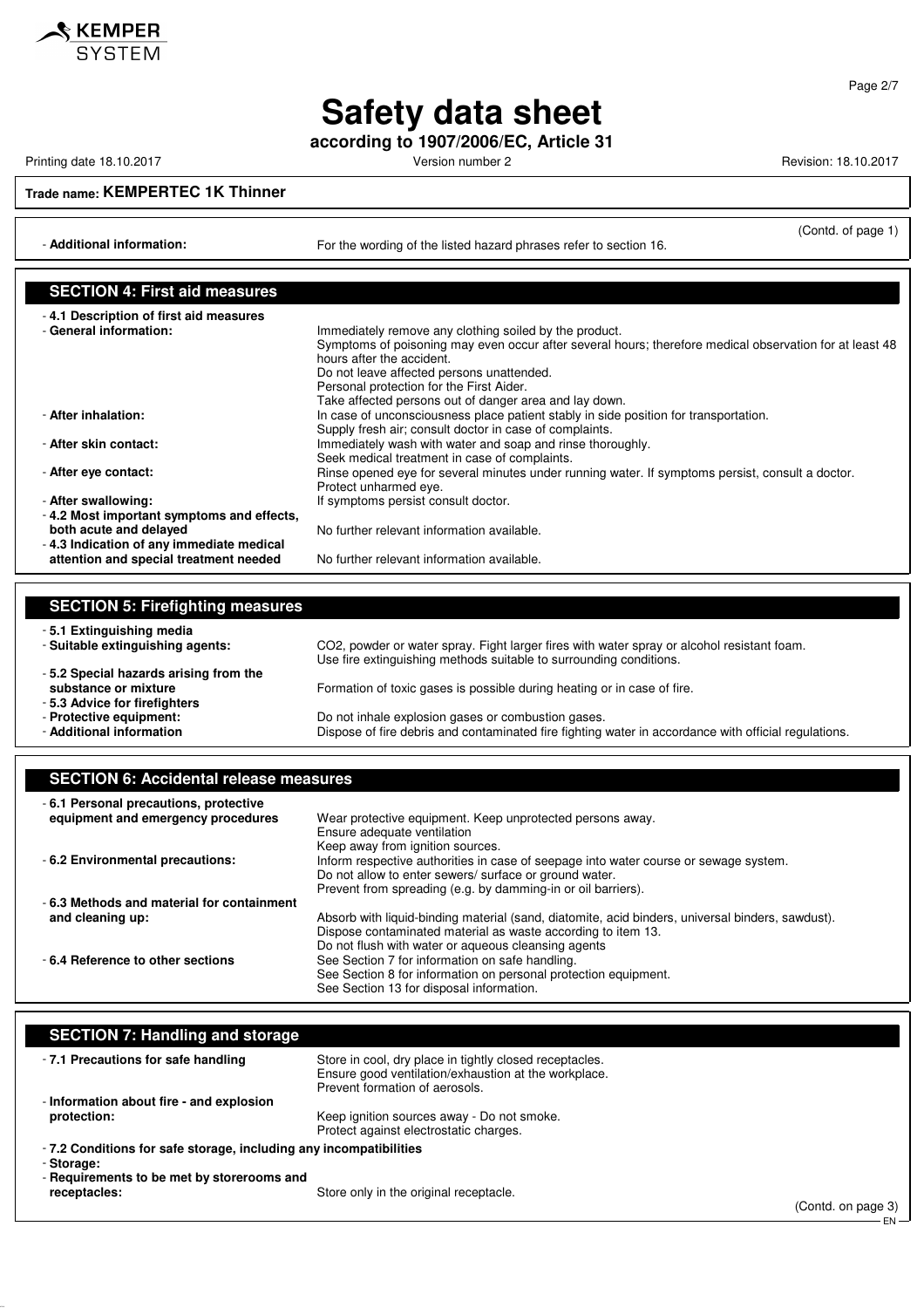**Trade name: KEMPERTEC 1K Thinner**

(Contd. of page 1)

- **Additional information:** For the wording of the listed hazard phrases refer to section 16.

## SECTION 4: First aid measures

- **4.1 Description of first aid measures**
- **General information:** Immediately remove any clothing soiled by the product.
  Symptoms of poisoning may even occur after several hours; therefore medical observation for at least 48 hours after the accident.
  Do not leave affected persons unattended.
  Personal protection for the First Aider.
  Take affected persons out of danger area and lay down.
- **After inhalation:** In case of unconsciousness place patient stably in side position for transportation.
  Supply fresh air; consult doctor in case of complaints.
- **After skin contact:** Immediately wash with water and soap and rinse thoroughly.
  Seek medical treatment in case of complaints.
- **After eye contact:** Rinse opened eye for several minutes under running water. If symptoms persist, consult a doctor.
  Protect unharmed eye.
- **After swallowing:** If symptoms persist consult doctor.
- **4.2 Most important symptoms and effects, both acute and delayed** No further relevant information available.
- **4.3 Indication of any immediate medical attention and special treatment needed** No further relevant information available.

## SECTION 5: Firefighting measures

- **5.1 Extinguishing media**
- **Suitable extinguishing agents:** $CO_2$, powder or water spray. Fight larger fires with water spray or alcohol resistant foam.
  Use fire extinguishing methods suitable to surrounding conditions.
- **5.2 Special hazards arising from the substance or mixture** Formation of toxic gases is possible during heating or in case of fire.
- **5.3 Advice for firefighters**
- **Protective equipment:** Do not inhale explosion gases or combustion gases.
- **Additional information** Dispose of fire debris and contaminated fire fighting water in accordance with official regulations.

## SECTION 6: Accidental release measures

- **6.1 Personal precautions, protective equipment and emergency procedures** Wear protective equipment. Keep unprotected persons away.
  Ensure adequate ventilation
  Keep away from ignition sources.
- **6.2 Environmental precautions:** Inform respective authorities in case of seepage into water course or sewage system.
  Do not allow to enter sewers/ surface or ground water.
  Prevent from spreading (e.g. by damming-in or oil barriers).
- **6.3 Methods and material for containment and cleaning up:** Absorb with liquid-binding material (sand, diatomite, acid binders, universal binders, sawdust).
  Dispose contaminated material as waste according to item 13.
  Do not flush with water or aqueous cleansing agents
- **6.4 Reference to other sections** See Section 7 for information on safe handling.
  See Section 8 for information on personal protection equipment.
  See Section 13 for disposal information.

## SECTION 7: Handling and storage

- **7.1 Precautions for safe handling** Store in cool, dry place in tightly closed receptacles.
  Ensure good ventilation/exhaustion at the workplace.
  Prevent formation of aerosols.
- **Information about fire - and explosion protection:** Keep ignition sources away - Do not smoke.
  Protect against electrostatic charges.
- **7.2 Conditions for safe storage, including any incompatibilities**
- **Storage:**
- **Requirements to be met by storerooms and receptacles:** Store only in the original receptacle.

(Contd. on page 3)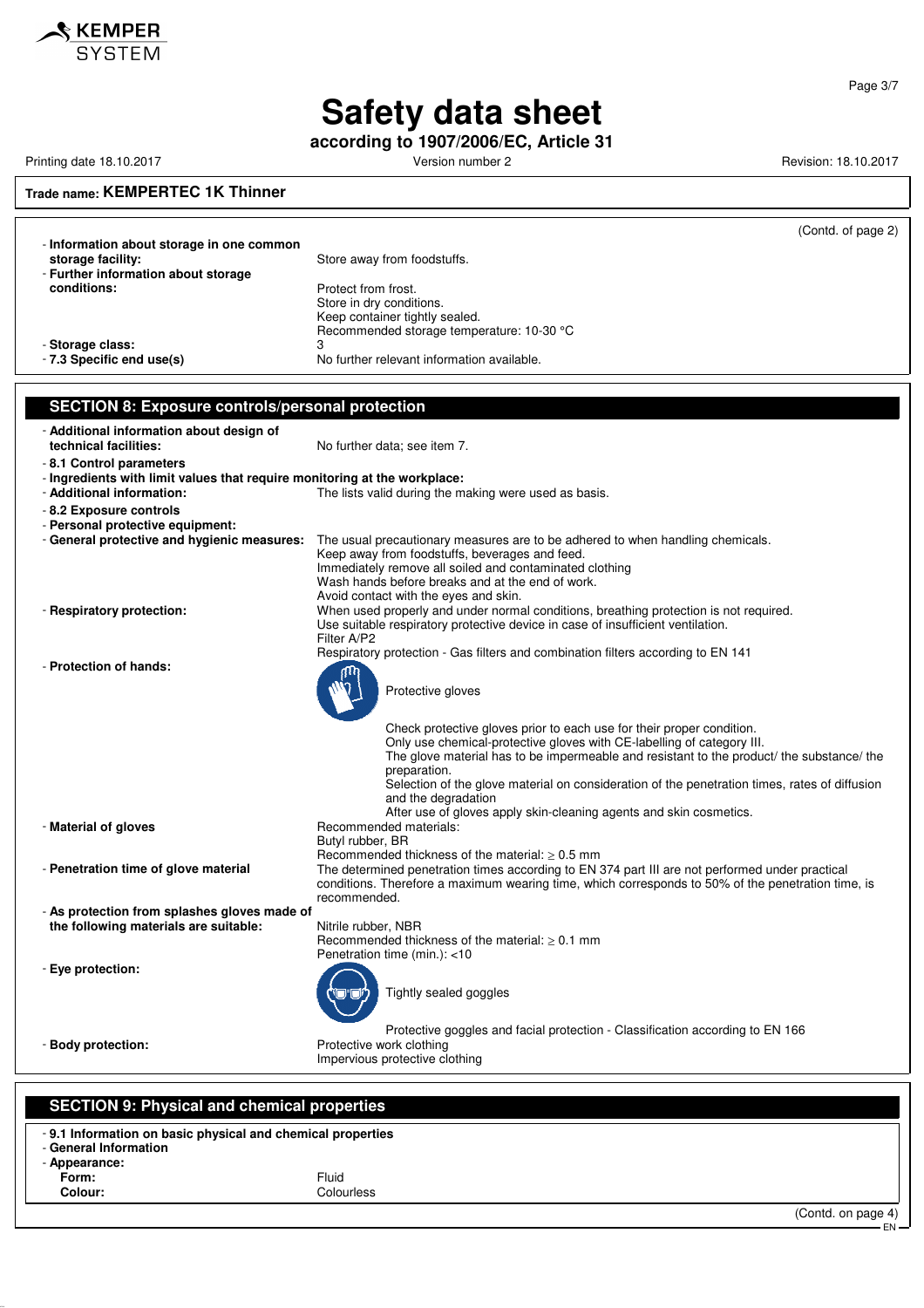# Safety data sheet

**according to 1907/2006/EC, Article 31**

Printing date 18.10.2017 | Version number 2 | Revision: 18.10.2017

**Trade name: KEMPERTEC 1K Thinner**

(Contd. of page 2)

- **Information about storage in one common storage facility:** Store away from foodstuffs.
- **Further information about storage conditions:** Protect from frost.
  Store in dry conditions.
  Keep container tightly sealed.
  Recommended storage temperature: 10-30 °C
- **Storage class:** 3
- **7.3 Specific end use(s)** No further relevant information available.

## SECTION 8: Exposure controls/personal protection

- **Additional information about design of technical facilities:** No further data; see item 7.
- **8.1 Control parameters**
- **Ingredients with limit values that require monitoring at the workplace:**
- **Additional information:** The lists valid during the making were used as basis.
- **8.2 Exposure controls**
- **Personal protective equipment:**
- **General protective and hygienic measures:** The usual precautionary measures are to be adhered to when handling chemicals.
  Keep away from foodstuffs, beverages and feed.
  Immediately remove all soiled and contaminated clothing
  Wash hands before breaks and at the end of work.
  Avoid contact with the eyes and skin.
- **Respiratory protection:** When used properly and under normal conditions, breathing protection is not required.
  Use suitable respiratory protective device in case of insufficient ventilation.
  Filter A/P2
  Respiratory protection - Gas filters and combination filters according to EN 141
- **Protection of hands:**
  Protective gloves
  Check protective gloves prior to each use for their proper condition.
  Only use chemical-protective gloves with CE-labelling of category III.
  The glove material has to be impermeable and resistant to the product/ the substance/ the preparation.
  Selection of the glove material on consideration of the penetration times, rates of diffusion and the degradation
  After use of gloves apply skin-cleaning agents and skin cosmetics.
- **Material of gloves** Recommended materials:
  Butyl rubber, BR
  Recommended thickness of the material: ≥ 0.5 mm
- **Penetration time of glove material** The determined penetration times according to EN 374 part III are not performed under practical conditions. Therefore a maximum wearing time, which corresponds to 50% of the penetration time, is recommended.
- **As protection from splashes gloves made of the following materials are suitable:** Nitrile rubber, NBR
  Recommended thickness of the material: ≥ 0.1 mm
  Penetration time (min.): <10
- **Eye protection:**
  Tightly sealed goggles
  Protective goggles and facial protection - Classification according to EN 166
- **Body protection:** Protective work clothing
  Impervious protective clothing

## SECTION 9: Physical and chemical properties

- **9.1 Information on basic physical and chemical properties**
- **General Information**
- **Appearance:**
  - **Form:** Fluid
  - **Colour:** Colourless

(Contd. on page 4)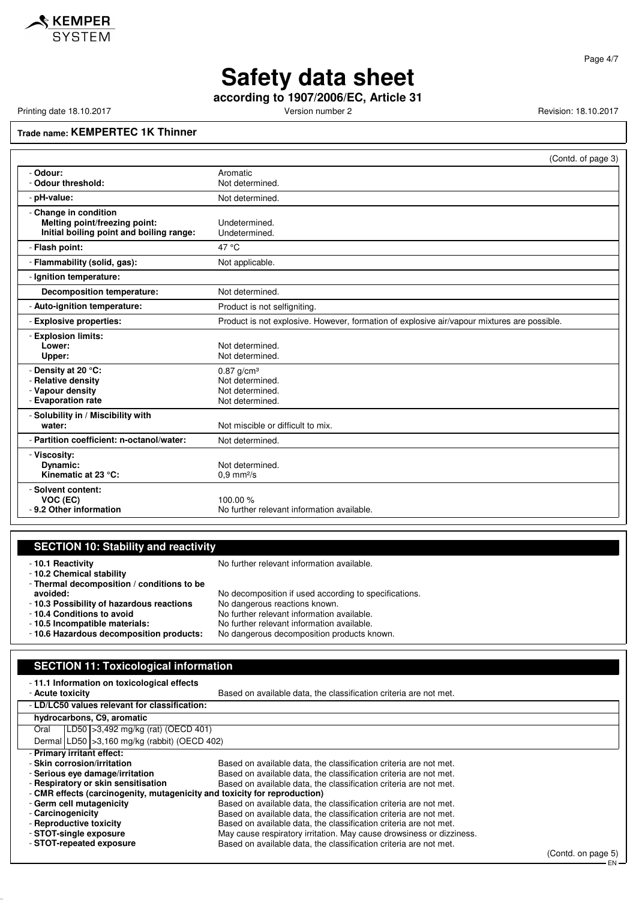# Safety data sheet

**according to 1907/2006/EC, Article 31**

Printing date 18.10.2017 | Version number 2 | Revision: 18.10.2017

**Trade name: KEMPERTEC 1K Thinner**

(Contd. of page 3)

| | |
|---|---|
| - **Odour:** | Aromatic |
| - **Odour threshold:** | Not determined. |
| - **pH-value:** | Not determined. |
| - **Change in condition** | |
| **Melting point/freezing point:** | Undetermined. |
| **Initial boiling point and boiling range:** | Undetermined. |
| - **Flash point:** | 47 °C |
| - **Flammability (solid, gas):** | Not applicable. |
| - **Ignition temperature:** | |
| **Decomposition temperature:** | Not determined. |
| - **Auto-ignition temperature:** | Product is not selfigniting. |
| - **Explosive properties:** | Product is not explosive. However, formation of explosive air/vapour mixtures are possible. |
| - **Explosion limits:** | |
| **Lower:** | Not determined. |
| **Upper:** | Not determined. |
| - **Density at 20 °C:** | 0.87 g/cm³ |
| - **Relative density** | Not determined. |
| - **Vapour density** | Not determined. |
| - **Evaporation rate** | Not determined. |
| - **Solubility in / Miscibility with water:** | Not miscible or difficult to mix. |
| - **Partition coefficient: n-octanol/water:** | Not determined. |
| - **Viscosity:** | |
| **Dynamic:** | Not determined. |
| **Kinematic at 23 °C:** | 0,9 mm²/s |
| - **Solvent content:** | |
| **VOC (EC)** | 100.00 % |
| - **9.2 Other information** | No further relevant information available. |

## SECTION 10: Stability and reactivity

- **10.1 Reactivity** — No further relevant information available.
- **10.2 Chemical stability**
- **Thermal decomposition / conditions to be avoided:** — No decomposition if used according to specifications.
- **10.3 Possibility of hazardous reactions** — No dangerous reactions known.
- **10.4 Conditions to avoid** — No further relevant information available.
- **10.5 Incompatible materials:** — No further relevant information available.
- **10.6 Hazardous decomposition products:** — No dangerous decomposition products known.

## SECTION 11: Toxicological information

- **11.1 Information on toxicological effects**
- **Acute toxicity** — Based on available data, the classification criteria are not met.

| - **LD/LC50 values relevant for classification:** | | |
|---|---|---|
| **hydrocarbons, C9, aromatic** | | |
| Oral | LD50 | >3,492 mg/kg (rat) (OECD 401) |
| Dermal | LD50 | >3,160 mg/kg (rabbit) (OECD 402) |

- **Primary irritant effect:**
- **Skin corrosion/irritation** — Based on available data, the classification criteria are not met.
- **Serious eye damage/irritation** — Based on available data, the classification criteria are not met.
- **Respiratory or skin sensitisation** — Based on available data, the classification criteria are not met.
- **CMR effects (carcinogenity, mutagenicity and toxicity for reproduction)**
- **Germ cell mutagenicity** — Based on available data, the classification criteria are not met.
- **Carcinogenicity** — Based on available data, the classification criteria are not met.
- **Reproductive toxicity** — Based on available data, the classification criteria are not met.
- **STOT-single exposure** — May cause respiratory irritation. May cause drowsiness or dizziness.
- **STOT-repeated exposure** — Based on available data, the classification criteria are not met.

(Contd. on page 5)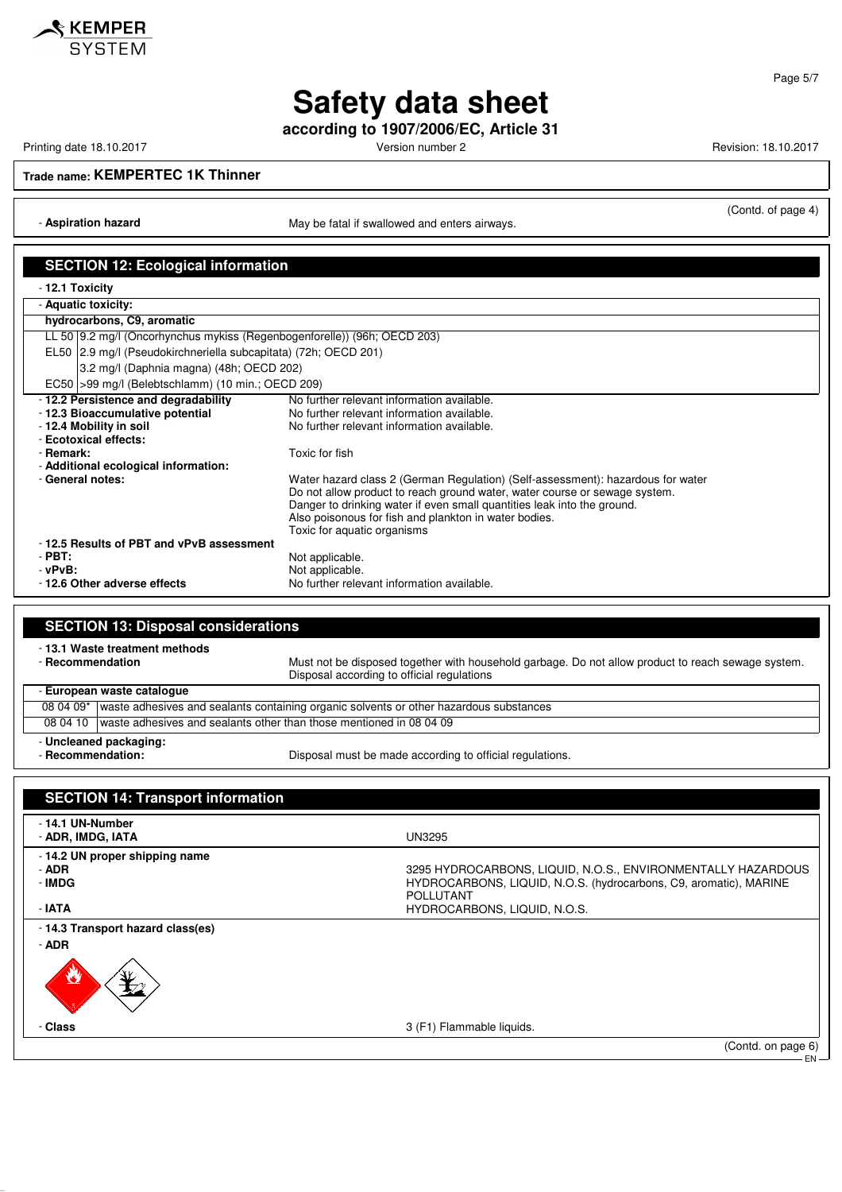**Trade name: KEMPERTEC 1K Thinner**

(Contd. of page 4)

- **Aspiration hazard** May be fatal if swallowed and enters airways.

## SECTION 12: Ecological information

- **12.1 Toxicity**

| - **Aquatic toxicity:** | | |
|---|---|---|
| **hydrocarbons, C9, aromatic** | | |
| LL 50 | 9.2 mg/l (Oncorhynchus mykiss (Regenbogenforelle)) (96h; OECD 203) | |
| EL50 | 2.9 mg/l (Pseudokirchneriella subcapitata) (72h; OECD 201) | |
| | 3.2 mg/l (Daphnia magna) (48h; OECD 202) | |
| EC50 | >99 mg/l (Belebtschlamm) (10 min.; OECD 209) | |

- **12.2 Persistence and degradability** No further relevant information available.
- **12.3 Bioaccumulative potential** No further relevant information available.
- **12.4 Mobility in soil** No further relevant information available.
- **Ecotoxical effects:**
- **Remark:** Toxic for fish
- **Additional ecological information:**
- **General notes:** Water hazard class 2 (German Regulation) (Self-assessment): hazardous for water
  Do not allow product to reach ground water, water course or sewage system.
  Danger to drinking water if even small quantities leak into the ground.
  Also poisonous for fish and plankton in water bodies.
  Toxic for aquatic organisms
- **12.5 Results of PBT and vPvB assessment**
- **PBT:** Not applicable.
- **vPvB:** Not applicable.
- **12.6 Other adverse effects** No further relevant information available.

## SECTION 13: Disposal considerations

- **13.1 Waste treatment methods**
- **Recommendation** Must not be disposed together with household garbage. Do not allow product to reach sewage system. Disposal according to official regulations

| - **European waste catalogue** | |
|---|---|
| 08 04 09* | waste adhesives and sealants containing organic solvents or other hazardous substances |
| 08 04 10 | waste adhesives and sealants other than those mentioned in 08 04 09 |

- **Uncleaned packaging:**
- **Recommendation:** Disposal must be made according to official regulations.

## SECTION 14: Transport information

- **14.1 UN-Number**
- **ADR, IMDG, IATA** UN3295

- **14.2 UN proper shipping name**
- **ADR** 3295 HYDROCARBONS, LIQUID, N.O.S., ENVIRONMENTALLY HAZARDOUS
- **IMDG** HYDROCARBONS, LIQUID, N.O.S. (hydrocarbons, C9, aromatic), MARINE POLLUTANT
- **IATA** HYDROCARBONS, LIQUID, N.O.S.

- **14.3 Transport hazard class(es)**
- **ADR**

- **Class** 3 (F1) Flammable liquids.

(Contd. on page 6)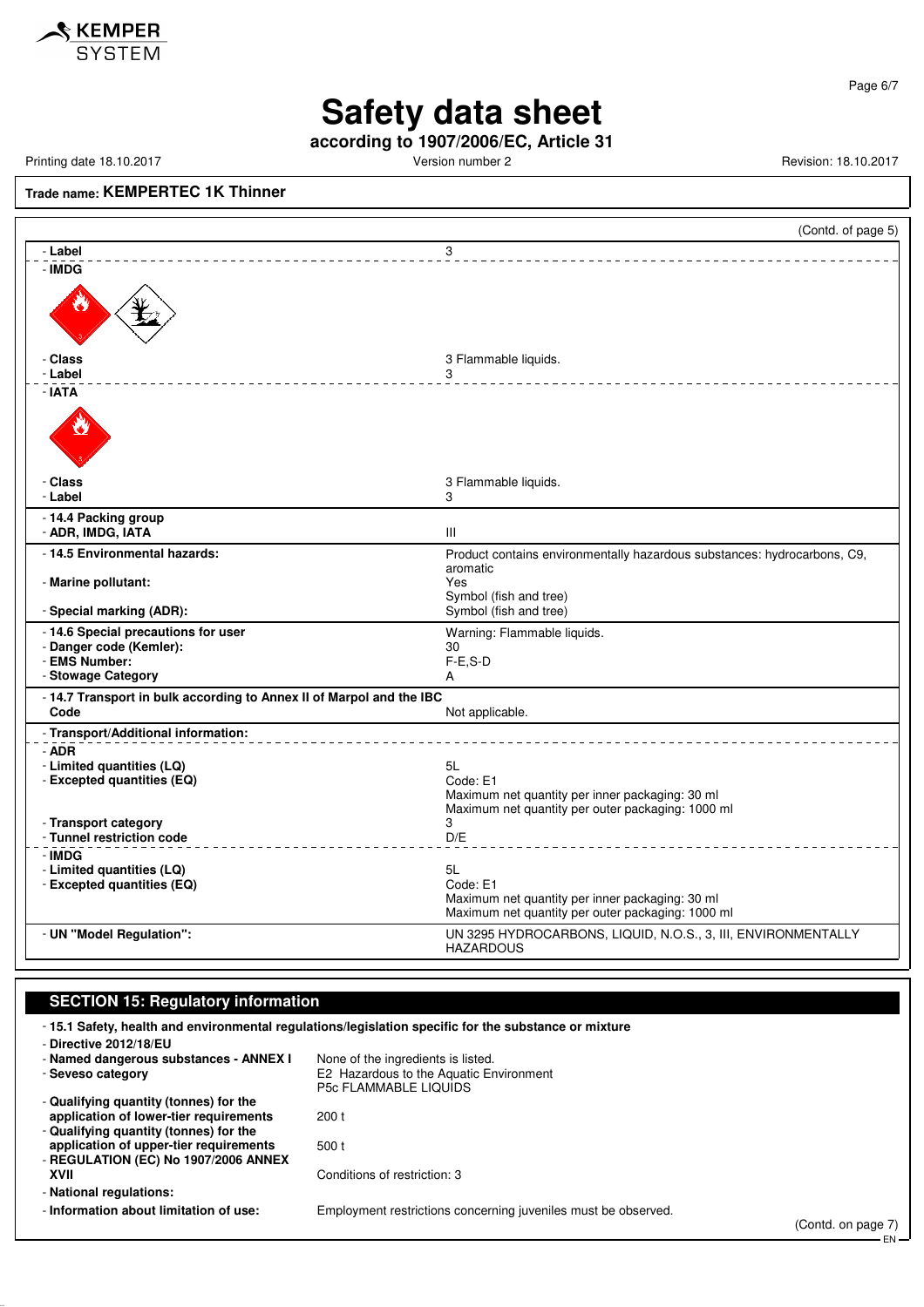**Trade name: KEMPERTEC 1K Thinner**

(Contd. of page 5)

| | |
|---|---|
| - **Label** | 3 |
| - **IMDG** | |
| - **Class** | 3 Flammable liquids. |
| - **Label** | 3 |
| - **IATA** | |
| - **Class** | 3 Flammable liquids. |
| - **Label** | 3 |
| - **14.4 Packing group** | |
| - **ADR, IMDG, IATA** | III |
| - **14.5 Environmental hazards:** | Product contains environmentally hazardous substances: hydrocarbons, C9, aromatic |
| - **Marine pollutant:** | Yes<br>Symbol (fish and tree) |
| - **Special marking (ADR):** | Symbol (fish and tree) |
| - **14.6 Special precautions for user** | Warning: Flammable liquids. |
| - **Danger code (Kemler):** | 30 |
| - **EMS Number:** | F-E,S-D |
| - **Stowage Category** | A |
| - **14.7 Transport in bulk according to Annex II of Marpol and the IBC Code** | Not applicable. |
| - **Transport/Additional information:** | |
| - **ADR** | |
| - **Limited quantities (LQ)** | 5L |
| - **Excepted quantities (EQ)** | Code: E1<br>Maximum net quantity per inner packaging: 30 ml<br>Maximum net quantity per outer packaging: 1000 ml |
| - **Transport category** | 3 |
| - **Tunnel restriction code** | D/E |
| - **IMDG** | |
| - **Limited quantities (LQ)** | 5L |
| - **Excepted quantities (EQ)** | Code: E1<br>Maximum net quantity per inner packaging: 30 ml<br>Maximum net quantity per outer packaging: 1000 ml |
| - **UN "Model Regulation":** | UN 3295 HYDROCARBONS, LIQUID, N.O.S., 3, III, ENVIRONMENTALLY HAZARDOUS |

## SECTION 15: Regulatory information

- **15.1 Safety, health and environmental regulations/legislation specific for the substance or mixture**

| | |
|---|---|
| - **Directive 2012/18/EU** | |
| - **Named dangerous substances - ANNEX I** | None of the ingredients is listed. |
| - **Seveso category** | E2 Hazardous to the Aquatic Environment<br>P5c FLAMMABLE LIQUIDS |
| - **Qualifying quantity (tonnes) for the application of lower-tier requirements** | 200 t |
| - **Qualifying quantity (tonnes) for the application of upper-tier requirements** | 500 t |
| - **REGULATION (EC) No 1907/2006 ANNEX XVII** | Conditions of restriction: 3 |
| - **National regulations:** | |
| - **Information about limitation of use:** | Employment restrictions concerning juveniles must be observed. |

(Contd. on page 7)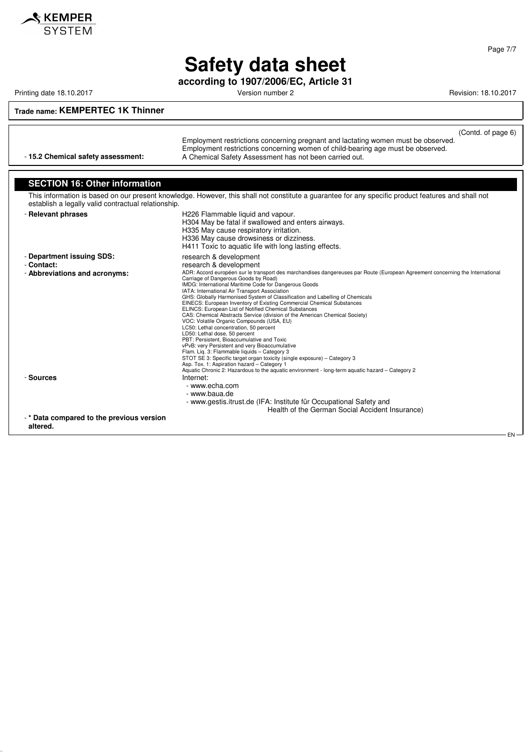# Safety data sheet

**according to 1907/2006/EC, Article 31**

Printing date 18.10.2017 | Version number 2 | Revision: 18.10.2017

**Trade name: KEMPERTEC 1K Thinner**

(Contd. of page 6)

Employment restrictions concerning pregnant and lactating women must be observed.
Employment restrictions concerning women of child-bearing age must be observed.

- **15.2 Chemical safety assessment:** A Chemical Safety Assessment has not been carried out.

## SECTION 16: Other information

This information is based on our present knowledge. However, this shall not constitute a guarantee for any specific product features and shall not establish a legally valid contractual relationship.

- **Relevant phrases**
  H226 Flammable liquid and vapour.
  H304 May be fatal if swallowed and enters airways.
  H335 May cause respiratory irritation.
  H336 May cause drowsiness or dizziness.
  H411 Toxic to aquatic life with long lasting effects.
- **Department issuing SDS:** research & development
- **Contact:** research & development
- **Abbreviations and acronyms:**
  ADR: Accord européen sur le transport des marchandises dangereuses par Route (European Agreement concerning the International Carriage of Dangerous Goods by Road)
  IMDG: International Maritime Code for Dangerous Goods
  IATA: International Air Transport Association
  GHS: Globally Harmonised System of Classification and Labelling of Chemicals
  EINECS: European Inventory of Existing Commercial Chemical Substances
  ELINCS: European List of Notified Chemical Substances
  CAS: Chemical Abstracts Service (division of the American Chemical Society)
  VOC: Volatile Organic Compounds (USA, EU)
  LC50: Lethal concentration, 50 percent
  LD50: Lethal dose, 50 percent
  PBT: Persistent, Bioaccumulative and Toxic
  vPvB: very Persistent and very Bioaccumulative
  Flam. Liq. 3: Flammable liquids – Category 3
  STOT SE 3: Specific target organ toxicity (single exposure) – Category 3
  Asp. Tox. 1: Aspiration hazard – Category 1
  Aquatic Chronic 2: Hazardous to the aquatic environment - long-term aquatic hazard – Category 2
- **Sources**
  Internet:
  - www.echa.com
  - www.baua.de
  - www.gestis.itrust.de (IFA: Institute für Occupational Safety and Health of the German Social Accident Insurance)
- **\* Data compared to the previous version altered.**